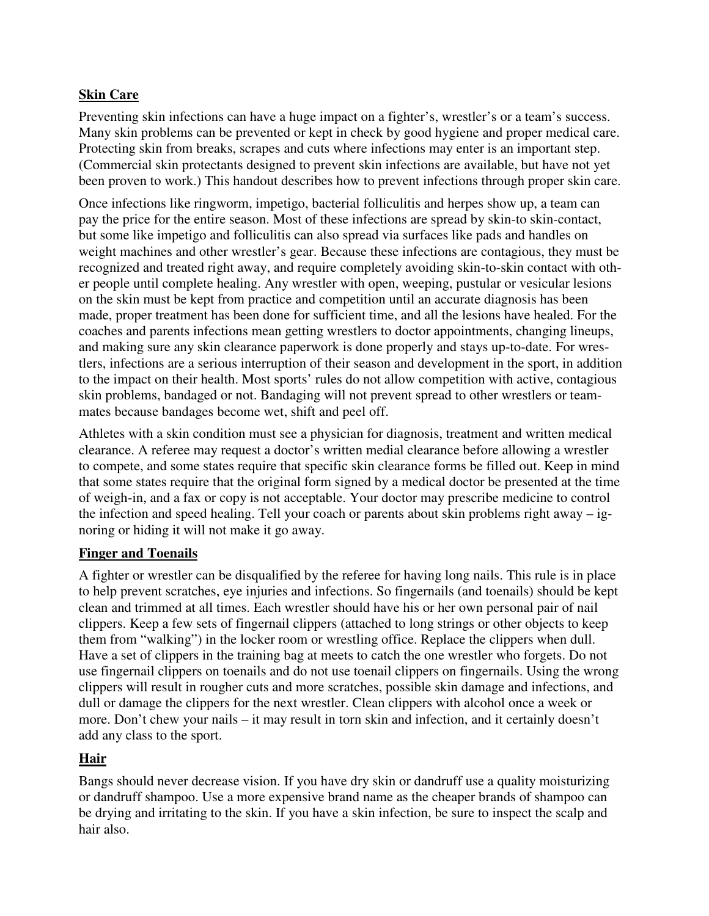## Skin Care

Preventing skin infections can have a huge impact on a fighter's, wrestler's or a team's success. Many skin problems can be prevented or kept in check by good hygiene and proper medical care. Protecting skin from breaks, scrapes and cuts where infections may enter is an important step. (Commercial skin protectants designed to prevent skin infections are available, but have not yet been proven to work.) This handout describes how to prevent infections through proper skin care.

Once infections like ringworm, impetigo, bacterial folliculitis and herpes show up, a team can pay the price for the entire season. Most of these infections are spread by skin-to skin-contact, but some like impetigo and folliculitis can also spread via surfaces like pads and handles on weight machines and other wrestler's gear. Because these infections are contagious, they must be recognized and treated right away, and require completely avoiding skin-to-skin contact with other people until complete healing. Any wrestler with open, weeping, pustular or vesicular lesions on the skin must be kept from practice and competition until an accurate diagnosis has been made, proper treatment has been done for sufficient time, and all the lesions have healed. For the coaches and parents infections mean getting wrestlers to doctor appointments, changing lineups, and making sure any skin clearance paperwork is done properly and stays up-to-date. For wrestlers, infections are a serious interruption of their season and development in the sport, in addition to the impact on their health. Most sports' rules do not allow competition with active, contagious skin problems, bandaged or not. Bandaging will not prevent spread to other wrestlers or teammates because bandages become wet, shift and peel off.

Athletes with a skin condition must see a physician for diagnosis, treatment and written medical clearance. A referee may request a doctor's written medial clearance before allowing a wrestler to compete, and some states require that specific skin clearance forms be filled out. Keep in mind that some states require that the original form signed by a medical doctor be presented at the time of weigh-in, and a fax or copy is not acceptable. Your doctor may prescribe medicine to control the infection and speed healing. Tell your coach or parents about skin problems right away – ignoring or hiding it will not make it go away.

## Finger and Toenails

A fighter or wrestler can be disqualified by the referee for having long nails. This rule is in place to help prevent scratches, eye injuries and infections. So fingernails (and toenails) should be kept clean and trimmed at all times. Each wrestler should have his or her own personal pair of nail clippers. Keep a few sets of fingernail clippers (attached to long strings or other objects to keep them from "walking") in the locker room or wrestling office. Replace the clippers when dull. Have a set of clippers in the training bag at meets to catch the one wrestler who forgets. Do not use fingernail clippers on toenails and do not use toenail clippers on fingernails. Using the wrong clippers will result in rougher cuts and more scratches, possible skin damage and infections, and dull or damage the clippers for the next wrestler. Clean clippers with alcohol once a week or more. Don't chew your nails – it may result in torn skin and infection, and it certainly doesn't add any class to the sport.

## Hair

Bangs should never decrease vision. If you have dry skin or dandruff use a quality moisturizing or dandruff shampoo. Use a more expensive brand name as the cheaper brands of shampoo can be drying and irritating to the skin. If you have a skin infection, be sure to inspect the scalp and hair also.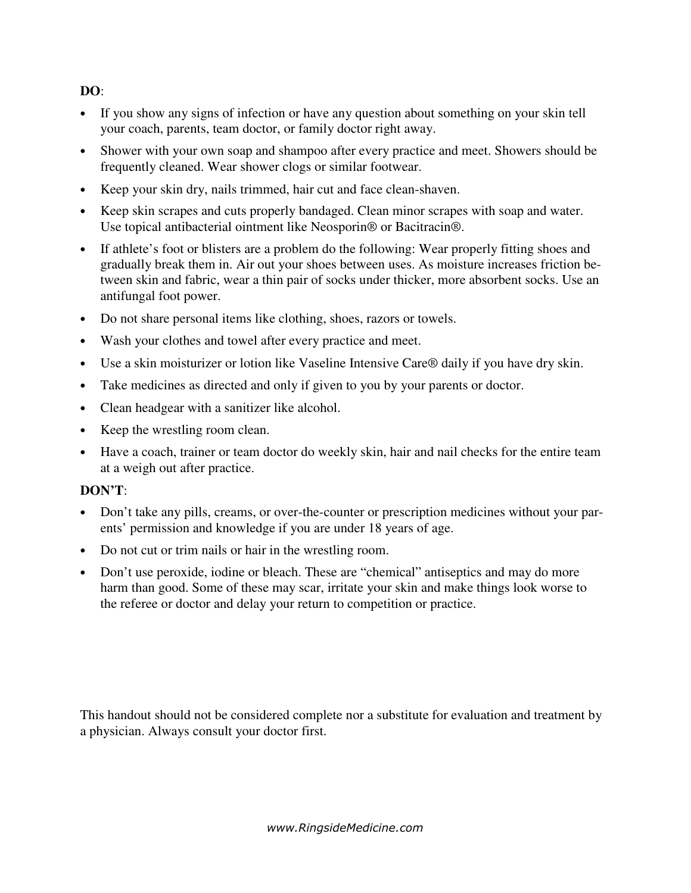**DO**:

- If you show any signs of infection or have any question about something on your skin tell your coach, parents, team doctor, or family doctor right away.
- Shower with your own soap and shampoo after every practice and meet. Showers should be frequently cleaned. Wear shower clogs or similar footwear.
- Keep your skin dry, nails trimmed, hair cut and face clean-shaven.
- Keep skin scrapes and cuts properly bandaged. Clean minor scrapes with soap and water. Use topical antibacterial ointment like Neosporin® or Bacitracin®.
- If athlete's foot or blisters are a problem do the following: Wear properly fitting shoes and gradually break them in. Air out your shoes between uses. As moisture increases friction between skin and fabric, wear a thin pair of socks under thicker, more absorbent socks. Use an antifungal foot power.
- Do not share personal items like clothing, shoes, razors or towels.
- Wash your clothes and towel after every practice and meet.
- Use a skin moisturizer or lotion like Vaseline Intensive Care® daily if you have dry skin.
- Take medicines as directed and only if given to you by your parents or doctor.
- Clean headgear with a sanitizer like alcohol.
- Keep the wrestling room clean.
- Have a coach, trainer or team doctor do weekly skin, hair and nail checks for the entire team at a weigh out after practice.

**DON'T**:

- Don't take any pills, creams, or over-the-counter or prescription medicines without your parents' permission and knowledge if you are under 18 years of age.
- Do not cut or trim nails or hair in the wrestling room.
- Don't use peroxide, iodine or bleach. These are "chemical" antiseptics and may do more harm than good. Some of these may scar, irritate your skin and make things look worse to the referee or doctor and delay your return to competition or practice.

This handout should not be considered complete nor a substitute for evaluation and treatment by a physician. Always consult your doctor first.

*www.RingsideMedicine.com*